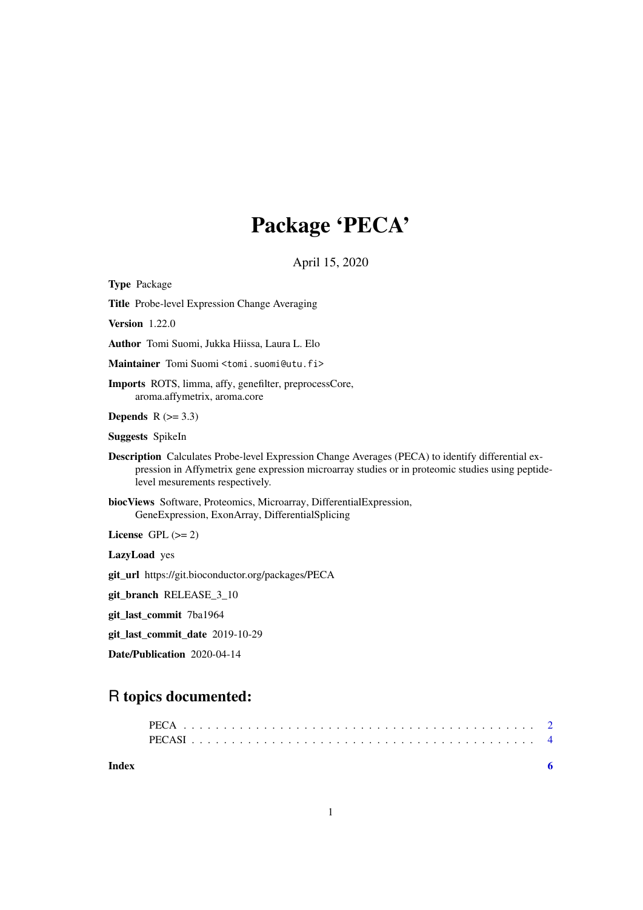# Package 'PECA'

April 15, 2020

**Type** Package

**Title** Probe-level Expression Change Averaging

**Version** 1.22.0

**Author** Tomi Suomi, Jukka Hiissa, Laura L. Elo

**Maintainer** Tomi Suomi <tomi.suomi@utu.fi>

**Imports** ROTS, limma, affy, genefilter, preprocessCore, aroma.affymetrix, aroma.core

**Depends** R (>= 3.3)

**Suggests** SpikeIn

**Description** Calculates Probe-level Expression Change Averages (PECA) to identify differential expression in Affymetrix gene expression microarray studies or in proteomic studies using peptide-level mesurements respectively.

**biocViews** Software, Proteomics, Microarray, DifferentialExpression, GeneExpression, ExonArray, DifferentialSplicing

**License** GPL (>= 2)

**LazyLoad** yes

**git_url** https://git.bioconductor.org/packages/PECA

**git_branch** RELEASE_3_10

**git_last_commit** 7ba1964

**git_last_commit_date** 2019-10-29

**Date/Publication** 2020-04-14

## R topics documented:

- PECA . . . . . . . . . . . . . . . . . . . . . . . . . . . . . . . . . . . . . . . . . . . 2
- PECASI . . . . . . . . . . . . . . . . . . . . . . . . . . . . . . . . . . . . . . . . . . 4

**Index** 6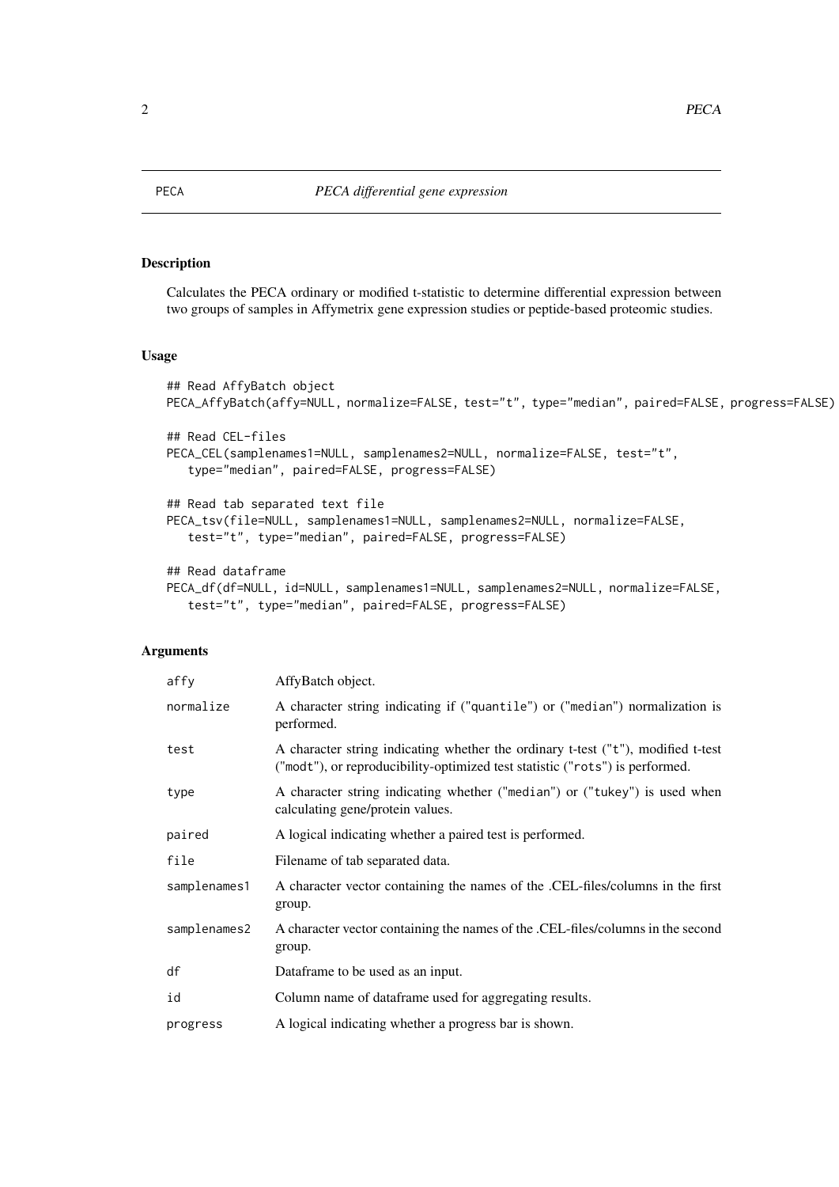PECA &nbsp;&nbsp;&nbsp;&nbsp;&nbsp;&nbsp;&nbsp;&nbsp; *PECA differential gene expression*

## Description

Calculates the PECA ordinary or modified t-statistic to determine differential expression between two groups of samples in Affymetrix gene expression studies or peptide-based proteomic studies.

## Usage

```
## Read AffyBatch object
PECA_AffyBatch(affy=NULL, normalize=FALSE, test="t", type="median", paired=FALSE, progress=FALSE)

## Read CEL-files
PECA_CEL(samplenames1=NULL, samplenames2=NULL, normalize=FALSE, test="t",
   type="median", paired=FALSE, progress=FALSE)

## Read tab separated text file
PECA_tsv(file=NULL, samplenames1=NULL, samplenames2=NULL, normalize=FALSE,
   test="t", type="median", paired=FALSE, progress=FALSE)

## Read dataframe
PECA_df(df=NULL, id=NULL, samplenames1=NULL, samplenames2=NULL, normalize=FALSE,
   test="t", type="median", paired=FALSE, progress=FALSE)
```

## Arguments

| | |
|---|---|
| `affy` | AffyBatch object. |
| `normalize` | A character string indicating if ("quantile") or ("median") normalization is performed. |
| `test` | A character string indicating whether the ordinary t-test ("t"), modified t-test ("modt"), or reproducibility-optimized test statistic ("rots") is performed. |
| `type` | A character string indicating whether ("median") or ("tukey") is used when calculating gene/protein values. |
| `paired` | A logical indicating whether a paired test is performed. |
| `file` | Filename of tab separated data. |
| `samplenames1` | A character vector containing the names of the .CEL-files/columns in the first group. |
| `samplenames2` | A character vector containing the names of the .CEL-files/columns in the second group. |
| `df` | Dataframe to be used as an input. |
| `id` | Column name of dataframe used for aggregating results. |
| `progress` | A logical indicating whether a progress bar is shown. |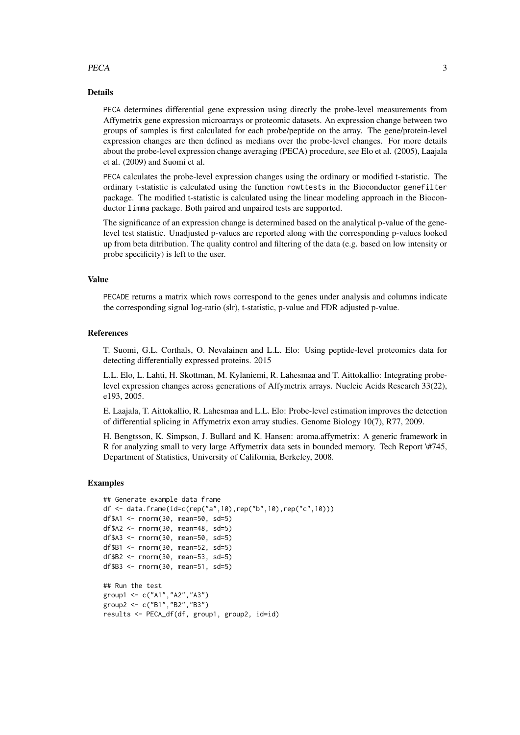## Details

PECA determines differential gene expression using directly the probe-level measurements from Affymetrix gene expression microarrays or proteomic datasets. An expression change between two groups of samples is first calculated for each probe/peptide on the array. The gene/protein-level expression changes are then defined as medians over the probe-level changes. For more details about the probe-level expression change averaging (PECA) procedure, see Elo et al. (2005), Laajala et al. (2009) and Suomi et al.

PECA calculates the probe-level expression changes using the ordinary or modified t-statistic. The ordinary t-statistic is calculated using the function rowttests in the Bioconductor genefilter package. The modified t-statistic is calculated using the linear modeling approach in the Bioconductor limma package. Both paired and unpaired tests are supported.

The significance of an expression change is determined based on the analytical p-value of the gene-level test statistic. Unadjusted p-values are reported along with the corresponding p-values looked up from beta ditribution. The quality control and filtering of the data (e.g. based on low intensity or probe specificity) is left to the user.

## Value

PECADE returns a matrix which rows correspond to the genes under analysis and columns indicate the corresponding signal log-ratio (slr), t-statistic, p-value and FDR adjusted p-value.

## References

T. Suomi, G.L. Corthals, O. Nevalainen and L.L. Elo: Using peptide-level proteomics data for detecting differentially expressed proteins. 2015

L.L. Elo, L. Lahti, H. Skottman, M. Kylaniemi, R. Lahesmaa and T. Aittokallio: Integrating probe-level expression changes across generations of Affymetrix arrays. Nucleic Acids Research 33(22), e193, 2005.

E. Laajala, T. Aittokallio, R. Lahesmaa and L.L. Elo: Probe-level estimation improves the detection of differential splicing in Affymetrix exon array studies. Genome Biology 10(7), R77, 2009.

H. Bengtsson, K. Simpson, J. Bullard and K. Hansen: aroma.affymetrix: A generic framework in R for analyzing small to very large Affymetrix data sets in bounded memory. Tech Report \#745, Department of Statistics, University of California, Berkeley, 2008.

## Examples

```
## Generate example data frame
df <- data.frame(id=c(rep("a",10),rep("b",10),rep("c",10)))
df$A1 <- rnorm(30, mean=50, sd=5)
df$A2 <- rnorm(30, mean=48, sd=5)
df$A3 <- rnorm(30, mean=50, sd=5)
df$B1 <- rnorm(30, mean=52, sd=5)
df$B2 <- rnorm(30, mean=53, sd=5)
df$B3 <- rnorm(30, mean=51, sd=5)

## Run the test
group1 <- c("A1","A2","A3")
group2 <- c("B1","B2","B3")
results <- PECA_df(df, group1, group2, id=id)
```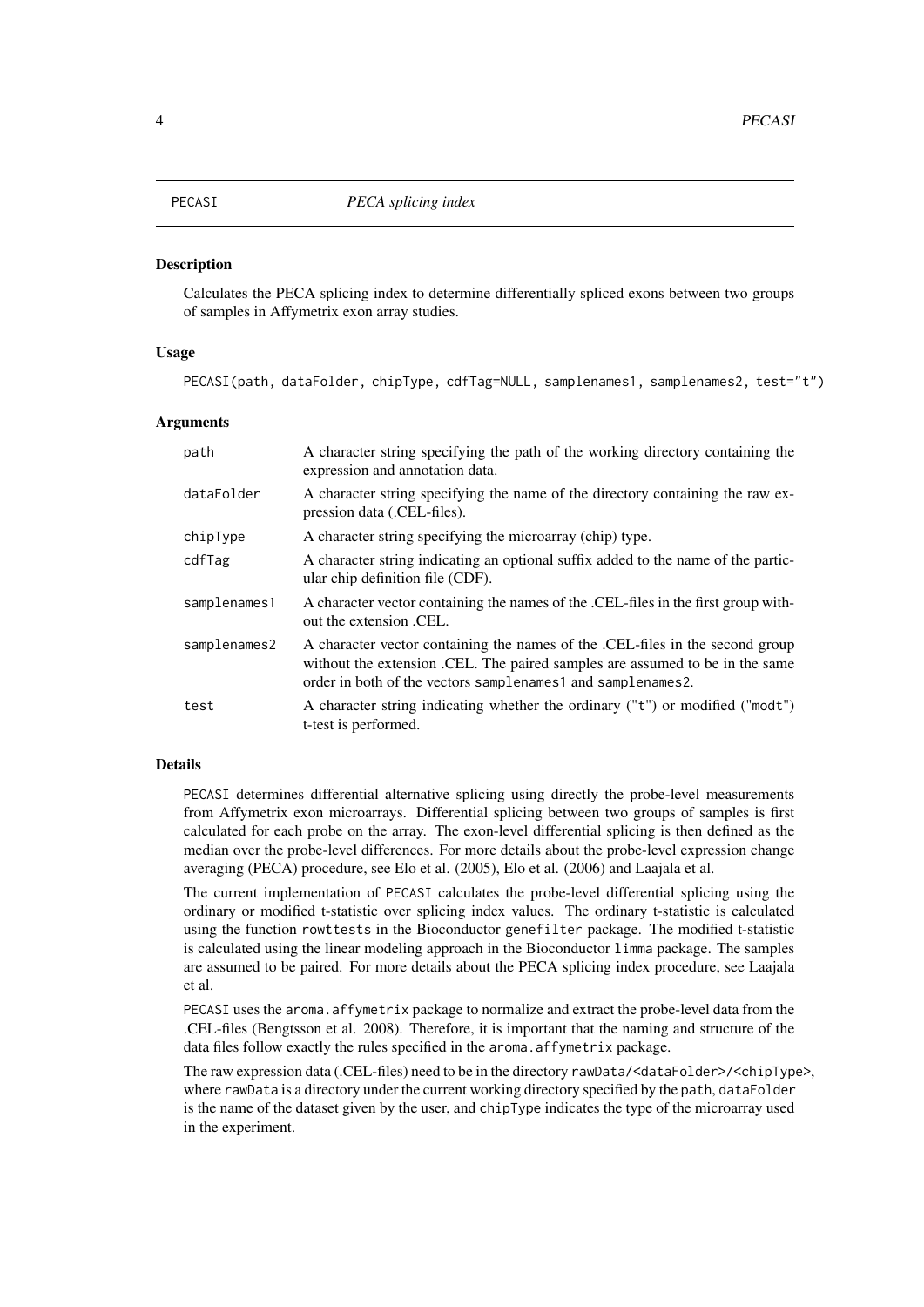# PECASI — *PECA splicing index*

## Description

Calculates the PECA splicing index to determine differentially spliced exons between two groups of samples in Affymetrix exon array studies.

## Usage

```
PECASI(path, dataFolder, chipType, cdfTag=NULL, samplenames1, samplenames2, test="t")
```

## Arguments

| | |
|---|---|
| `path` | A character string specifying the path of the working directory containing the expression and annotation data. |
| `dataFolder` | A character string specifying the name of the directory containing the raw expression data (.CEL-files). |
| `chipType` | A character string specifying the microarray (chip) type. |
| `cdfTag` | A character string indicating an optional suffix added to the name of the particular chip definition file (CDF). |
| `samplenames1` | A character vector containing the names of the .CEL-files in the first group without the extension .CEL. |
| `samplenames2` | A character vector containing the names of the .CEL-files in the second group without the extension .CEL. The paired samples are assumed to be in the same order in both of the vectors `samplenames1` and `samplenames2`. |
| `test` | A character string indicating whether the ordinary ("t") or modified ("modt") t-test is performed. |

## Details

`PECASI` determines differential alternative splicing using directly the probe-level measurements from Affymetrix exon microarrays. Differential splicing between two groups of samples is first calculated for each probe on the array. The exon-level differential splicing is then defined as the median over the probe-level differences. For more details about the probe-level expression change averaging (PECA) procedure, see Elo et al. (2005), Elo et al. (2006) and Laajala et al.

The current implementation of `PECASI` calculates the probe-level differential splicing using the ordinary or modified t-statistic over splicing index values. The ordinary t-statistic is calculated using the function `rowttests` in the Bioconductor `genefilter` package. The modified t-statistic is calculated using the linear modeling approach in the Bioconductor `limma` package. The samples are assumed to be paired. For more details about the PECA splicing index procedure, see Laajala et al.

`PECASI` uses the `aroma.affymetrix` package to normalize and extract the probe-level data from the .CEL-files (Bengtsson et al. 2008). Therefore, it is important that the naming and structure of the data files follow exactly the rules specified in the `aroma.affymetrix` package.

The raw expression data (.CEL-files) need to be in the directory `rawData/<dataFolder>/<chipType>`, where `rawData` is a directory under the current working directory specified by the `path`, `dataFolder` is the name of the dataset given by the user, and `chipType` indicates the type of the microarray used in the experiment.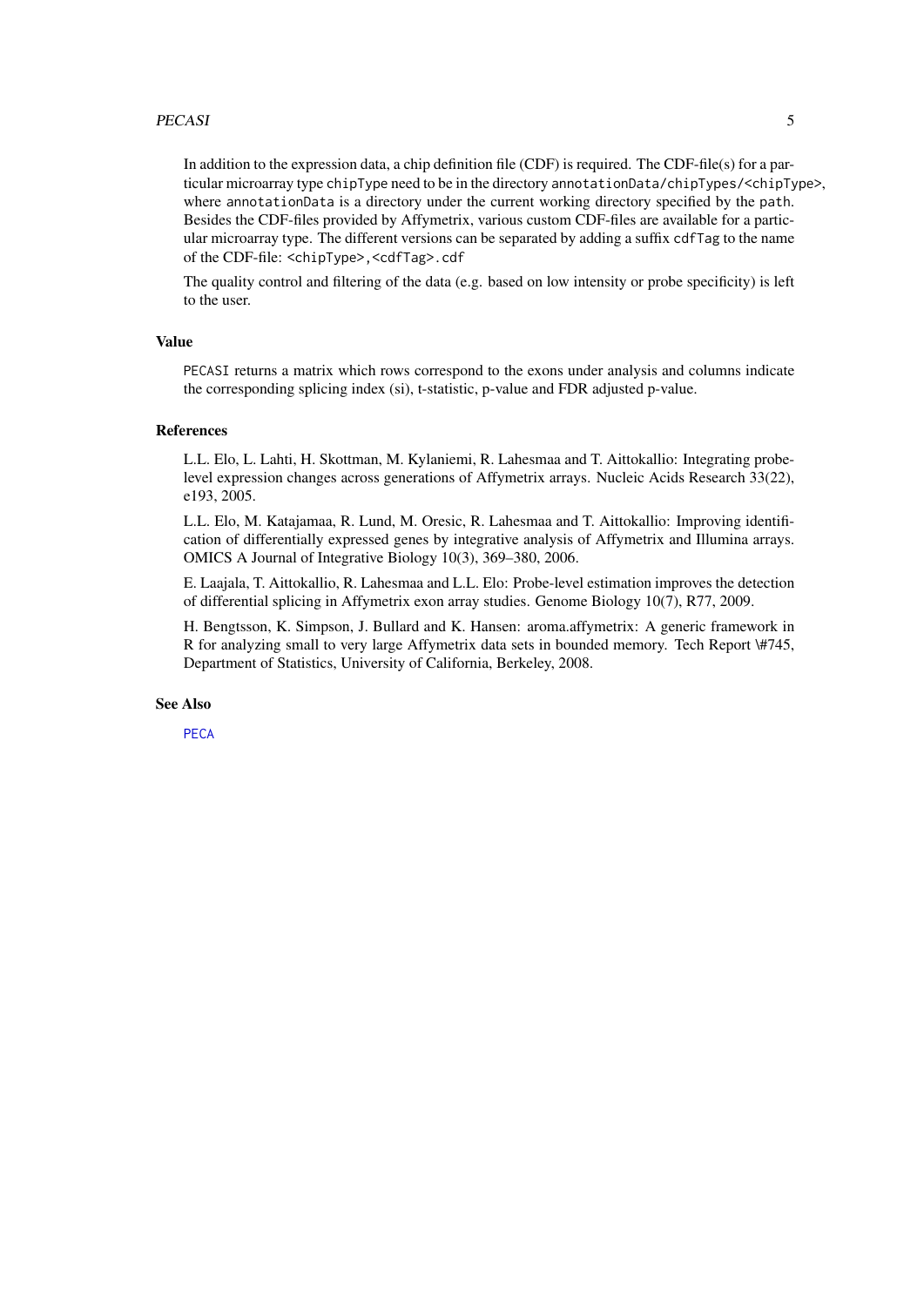In addition to the expression data, a chip definition file (CDF) is required. The CDF-file(s) for a particular microarray type `chipType` need to be in the directory `annotationData/chipTypes/<chipType>`, where `annotationData` is a directory under the current working directory specified by the `path`. Besides the CDF-files provided by Affymetrix, various custom CDF-files are available for a particular microarray type. The different versions can be separated by adding a suffix `cdfTag` to the name of the CDF-file: `<chipType>,<cdfTag>.cdf`

The quality control and filtering of the data (e.g. based on low intensity or probe specificity) is left to the user.

## Value

`PECASI` returns a matrix which rows correspond to the exons under analysis and columns indicate the corresponding splicing index (si), t-statistic, p-value and FDR adjusted p-value.

## References

L.L. Elo, L. Lahti, H. Skottman, M. Kylaniemi, R. Lahesmaa and T. Aittokallio: Integrating probe-level expression changes across generations of Affymetrix arrays. Nucleic Acids Research 33(22), e193, 2005.

L.L. Elo, M. Katajamaa, R. Lund, M. Oresic, R. Lahesmaa and T. Aittokallio: Improving identification of differentially expressed genes by integrative analysis of Affymetrix and Illumina arrays. OMICS A Journal of Integrative Biology 10(3), 369–380, 2006.

E. Laajala, T. Aittokallio, R. Lahesmaa and L.L. Elo: Probe-level estimation improves the detection of differential splicing in Affymetrix exon array studies. Genome Biology 10(7), R77, 2009.

H. Bengtsson, K. Simpson, J. Bullard and K. Hansen: aroma.affymetrix: A generic framework in R for analyzing small to very large Affymetrix data sets in bounded memory. Tech Report \#745, Department of Statistics, University of California, Berkeley, 2008.

## See Also

`PECA`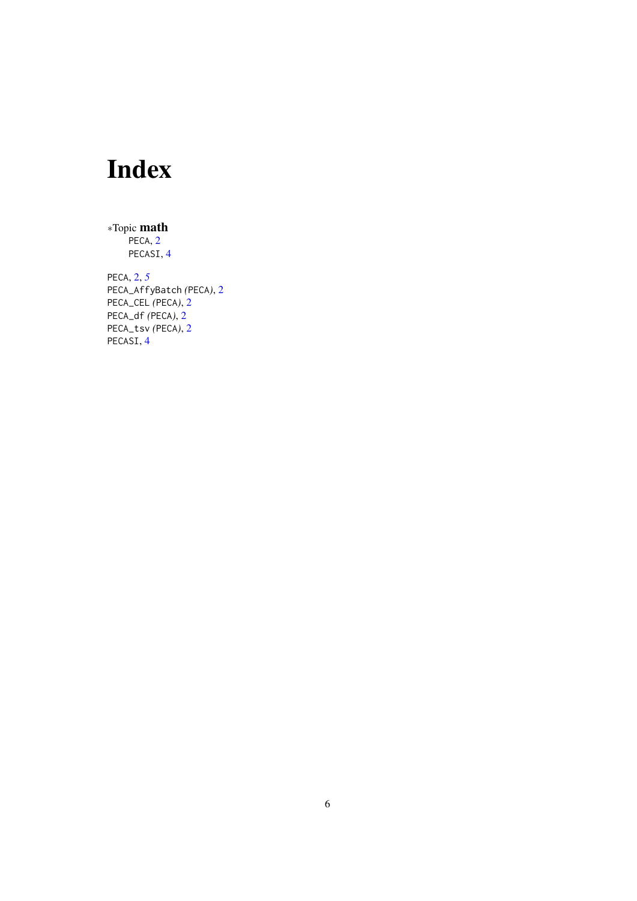# Index

*Topic **math**
- PECA, 2
- PECASI, 4

PECA, 2, *5*
PECA_AffyBatch *(PECA)*, 2
PECA_CEL *(PECA)*, 2
PECA_df *(PECA)*, 2
PECA_tsv *(PECA)*, 2
PECASI, 4